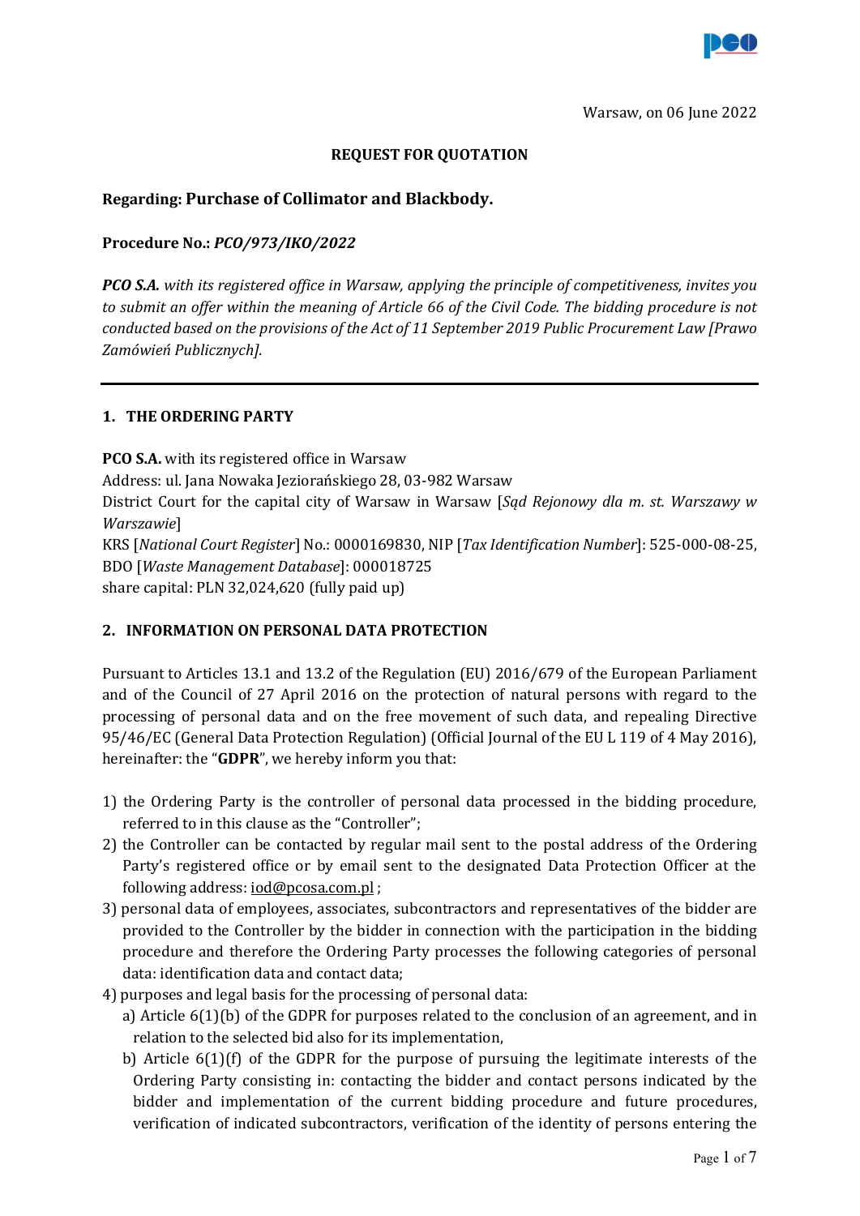Warsaw, on 06 June 2022

**REQUEST FOR QUOTATION**

**Regarding: Purchase of Collimator and Blackbody.**

**Procedure No.:** ***PCO/973/IKO/2022***

***PCO S.A.*** *with its registered office in Warsaw, applying the principle of competitiveness, invites you to submit an offer within the meaning of Article 66 of the Civil Code. The bidding procedure is not conducted based on the provisions of the Act of 11 September 2019 Public Procurement Law [Prawo Zamówień Publicznych].*

---

## 1. THE ORDERING PARTY

**PCO S.A.** with its registered office in Warsaw
Address: ul. Jana Nowaka Jeziorańskiego 28, 03-982 Warsaw
District Court for the capital city of Warsaw in Warsaw [*Sąd Rejonowy dla m. st. Warszawy w Warszawie*]
KRS [*National Court Register*] No.: 0000169830, NIP [*Tax Identification Number*]: 525-000-08-25, BDO [*Waste Management Database*]: 000018725
share capital: PLN 32,024,620 (fully paid up)

## 2. INFORMATION ON PERSONAL DATA PROTECTION

Pursuant to Articles 13.1 and 13.2 of the Regulation (EU) 2016/679 of the European Parliament and of the Council of 27 April 2016 on the protection of natural persons with regard to the processing of personal data and on the free movement of such data, and repealing Directive 95/46/EC (General Data Protection Regulation) (Official Journal of the EU L 119 of 4 May 2016), hereinafter: the "**GDPR**", we hereby inform you that:

1) the Ordering Party is the controller of personal data processed in the bidding procedure, referred to in this clause as the "Controller";
2) the Controller can be contacted by regular mail sent to the postal address of the Ordering Party's registered office or by email sent to the designated Data Protection Officer at the following address: iod@pcosa.com.pl ;
3) personal data of employees, associates, subcontractors and representatives of the bidder are provided to the Controller by the bidder in connection with the participation in the bidding procedure and therefore the Ordering Party processes the following categories of personal data: identification data and contact data;
4) purposes and legal basis for the processing of personal data:
   a) Article 6(1)(b) of the GDPR for purposes related to the conclusion of an agreement, and in relation to the selected bid also for its implementation,
   b) Article 6(1)(f) of the GDPR for the purpose of pursuing the legitimate interests of the Ordering Party consisting in: contacting the bidder and contact persons indicated by the bidder and implementation of the current bidding procedure and future procedures, verification of indicated subcontractors, verification of the identity of persons entering the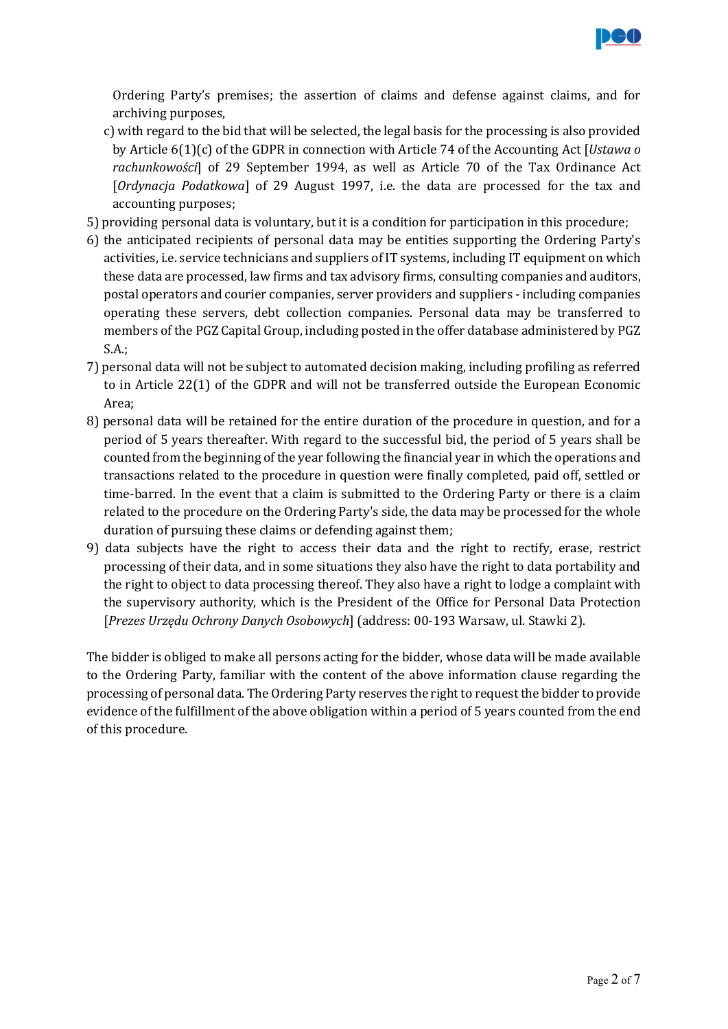Ordering Party's premises; the assertion of claims and defense against claims, and for archiving purposes,

c) with regard to the bid that will be selected, the legal basis for the processing is also provided by Article 6(1)(c) of the GDPR in connection with Article 74 of the Accounting Act [*Ustawa o rachunkowości*] of 29 September 1994, as well as Article 70 of the Tax Ordinance Act [*Ordynacja Podatkowa*] of 29 August 1997, i.e. the data are processed for the tax and accounting purposes;

5) providing personal data is voluntary, but it is a condition for participation in this procedure;
6) the anticipated recipients of personal data may be entities supporting the Ordering Party's activities, i.e. service technicians and suppliers of IT systems, including IT equipment on which these data are processed, law firms and tax advisory firms, consulting companies and auditors, postal operators and courier companies, server providers and suppliers - including companies operating these servers, debt collection companies. Personal data may be transferred to members of the PGZ Capital Group, including posted in the offer database administered by PGZ S.A.;
7) personal data will not be subject to automated decision making, including profiling as referred to in Article 22(1) of the GDPR and will not be transferred outside the European Economic Area;
8) personal data will be retained for the entire duration of the procedure in question, and for a period of 5 years thereafter. With regard to the successful bid, the period of 5 years shall be counted from the beginning of the year following the financial year in which the operations and transactions related to the procedure in question were finally completed, paid off, settled or time-barred. In the event that a claim is submitted to the Ordering Party or there is a claim related to the procedure on the Ordering Party's side, the data may be processed for the whole duration of pursuing these claims or defending against them;
9) data subjects have the right to access their data and the right to rectify, erase, restrict processing of their data, and in some situations they also have the right to data portability and the right to object to data processing thereof. They also have a right to lodge a complaint with the supervisory authority, which is the President of the Office for Personal Data Protection [*Prezes Urzędu Ochrony Danych Osobowych*] (address: 00-193 Warsaw, ul. Stawki 2).

The bidder is obliged to make all persons acting for the bidder, whose data will be made available to the Ordering Party, familiar with the content of the above information clause regarding the processing of personal data. The Ordering Party reserves the right to request the bidder to provide evidence of the fulfillment of the above obligation within a period of 5 years counted from the end of this procedure.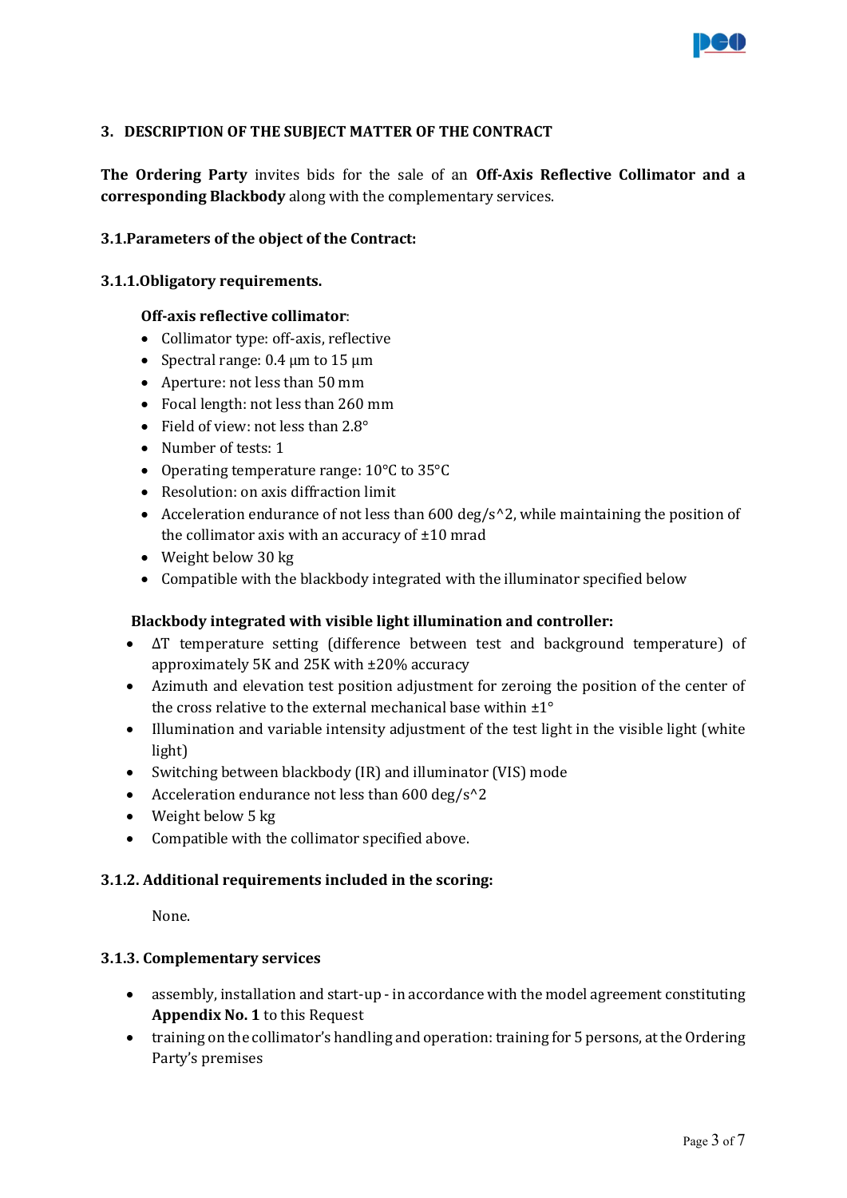## 3. DESCRIPTION OF THE SUBJECT MATTER OF THE CONTRACT

**The Ordering Party** invites bids for the sale of an **Off-Axis Reflective Collimator and a corresponding Blackbody** along with the complementary services.

### 3.1. Parameters of the object of the Contract:

#### 3.1.1. Obligatory requirements.

**Off-axis reflective collimator**:

- Collimator type: off-axis, reflective
- Spectral range: 0.4 μm to 15 μm
- Aperture: not less than 50 mm
- Focal length: not less than 260 mm
- Field of view: not less than 2.8°
- Number of tests: 1
- Operating temperature range: 10°C to 35°C
- Resolution: on axis diffraction limit
- Acceleration endurance of not less than 600 deg/s^2, while maintaining the position of the collimator axis with an accuracy of ±10 mrad
- Weight below 30 kg
- Compatible with the blackbody integrated with the illuminator specified below

**Blackbody integrated with visible light illumination and controller:**

- ΔT temperature setting (difference between test and background temperature) of approximately 5K and 25K with ±20% accuracy
- Azimuth and elevation test position adjustment for zeroing the position of the center of the cross relative to the external mechanical base within ±1°
- Illumination and variable intensity adjustment of the test light in the visible light (white light)
- Switching between blackbody (IR) and illuminator (VIS) mode
- Acceleration endurance not less than 600 deg/s^2
- Weight below 5 kg
- Compatible with the collimator specified above.

#### 3.1.2. Additional requirements included in the scoring:

None.

#### 3.1.3. Complementary services

- assembly, installation and start-up - in accordance with the model agreement constituting **Appendix No. 1** to this Request
- training on the collimator's handling and operation: training for 5 persons, at the Ordering Party's premises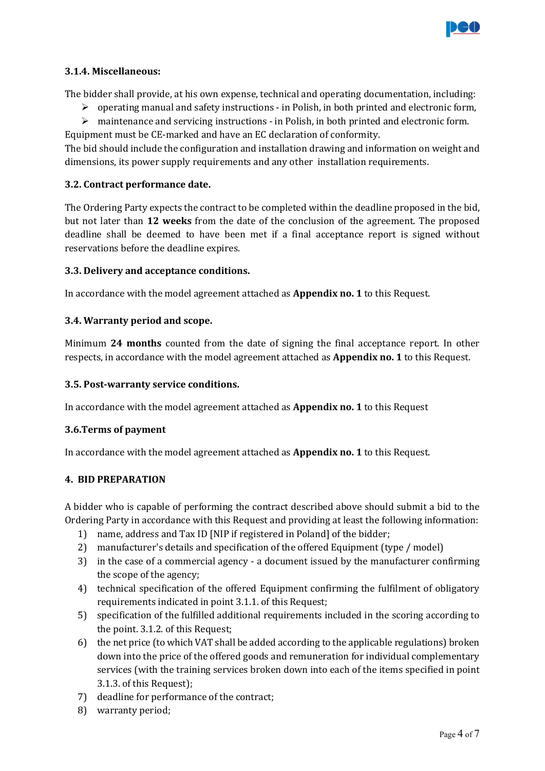### 3.1.4. Miscellaneous:

The bidder shall provide, at his own expense, technical and operating documentation, including:

- operating manual and safety instructions - in Polish, in both printed and electronic form,
- maintenance and servicing instructions - in Polish, in both printed and electronic form.

Equipment must be CE-marked and have an EC declaration of conformity.

The bid should include the configuration and installation drawing and information on weight and dimensions, its power supply requirements and any other installation requirements.

### 3.2. Contract performance date.

The Ordering Party expects the contract to be completed within the deadline proposed in the bid, but not later than **12 weeks** from the date of the conclusion of the agreement. The proposed deadline shall be deemed to have been met if a final acceptance report is signed without reservations before the deadline expires.

### 3.3. Delivery and acceptance conditions.

In accordance with the model agreement attached as **Appendix no. 1** to this Request.

### 3.4. Warranty period and scope.

Minimum **24 months** counted from the date of signing the final acceptance report. In other respects, in accordance with the model agreement attached as **Appendix no. 1** to this Request.

### 3.5. Post-warranty service conditions.

In accordance with the model agreement attached as **Appendix no. 1** to this Request

### 3.6.Terms of payment

In accordance with the model agreement attached as **Appendix no. 1** to this Request.

## 4. BID PREPARATION

A bidder who is capable of performing the contract described above should submit a bid to the Ordering Party in accordance with this Request and providing at least the following information:

1) name, address and Tax ID [NIP if registered in Poland] of the bidder;
2) manufacturer's details and specification of the offered Equipment (type / model)
3) in the case of a commercial agency - a document issued by the manufacturer confirming the scope of the agency;
4) technical specification of the offered Equipment confirming the fulfilment of obligatory requirements indicated in point 3.1.1. of this Request;
5) specification of the fulfilled additional requirements included in the scoring according to the point. 3.1.2. of this Request;
6) the net price (to which VAT shall be added according to the applicable regulations) broken down into the price of the offered goods and remuneration for individual complementary services (with the training services broken down into each of the items specified in point 3.1.3. of this Request);
7) deadline for performance of the contract;
8) warranty period;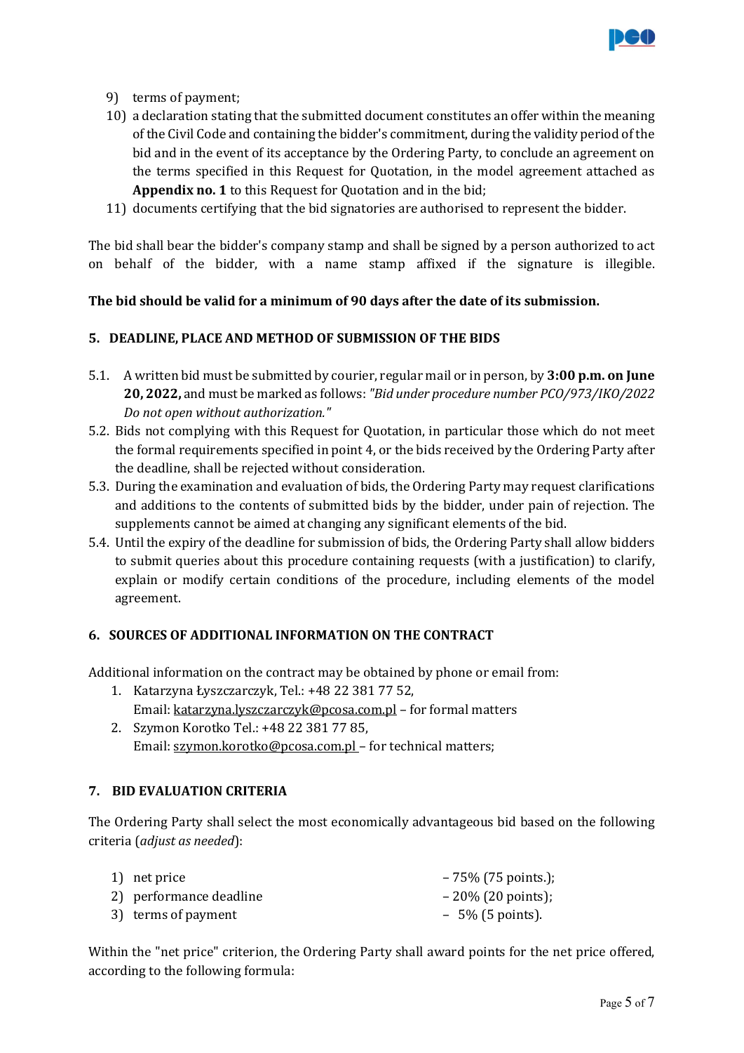9) terms of payment;
10) a declaration stating that the submitted document constitutes an offer within the meaning of the Civil Code and containing the bidder's commitment, during the validity period of the bid and in the event of its acceptance by the Ordering Party, to conclude an agreement on the terms specified in this Request for Quotation, in the model agreement attached as **Appendix no. 1** to this Request for Quotation and in the bid;
11) documents certifying that the bid signatories are authorised to represent the bidder.

The bid shall bear the bidder's company stamp and shall be signed by a person authorized to act on behalf of the bidder, with a name stamp affixed if the signature is illegible.

**The bid should be valid for a minimum of 90 days after the date of its submission.**

## 5. DEADLINE, PLACE AND METHOD OF SUBMISSION OF THE BIDS

5.1. A written bid must be submitted by courier, regular mail or in person, by **3:00 p.m. on June 20, 2022,** and must be marked as follows: *"Bid under procedure number PCO/973/IKO/2022 Do not open without authorization."*

5.2. Bids not complying with this Request for Quotation, in particular those which do not meet the formal requirements specified in point 4, or the bids received by the Ordering Party after the deadline, shall be rejected without consideration.

5.3. During the examination and evaluation of bids, the Ordering Party may request clarifications and additions to the contents of submitted bids by the bidder, under pain of rejection. The supplements cannot be aimed at changing any significant elements of the bid.

5.4. Until the expiry of the deadline for submission of bids, the Ordering Party shall allow bidders to submit queries about this procedure containing requests (with a justification) to clarify, explain or modify certain conditions of the procedure, including elements of the model agreement.

## 6. SOURCES OF ADDITIONAL INFORMATION ON THE CONTRACT

Additional information on the contract may be obtained by phone or email from:

1. Katarzyna Łyszczarczyk, Tel.: +48 22 381 77 52,
   Email: katarzyna.lyszczarczyk@pcosa.com.pl – for formal matters
2. Szymon Korotko Tel.: +48 22 381 77 85,
   Email: szymon.korotko@pcosa.com.pl – for technical matters;

## 7. BID EVALUATION CRITERIA

The Ordering Party shall select the most economically advantageous bid based on the following criteria (*adjust as needed*):

1) net price – 75% (75 points.);
2) performance deadline – 20% (20 points);
3) terms of payment – 5% (5 points).

Within the "net price" criterion, the Ordering Party shall award points for the net price offered, according to the following formula: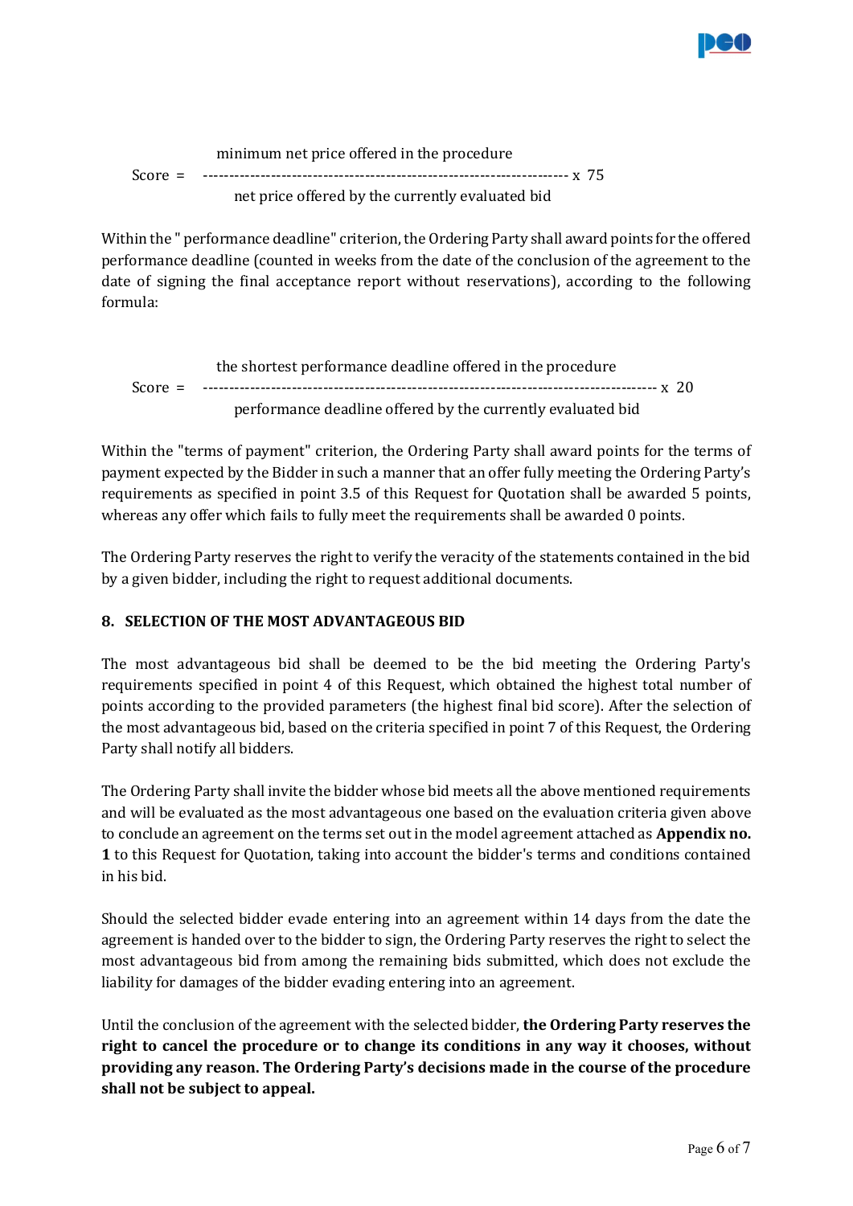$$\text{Score} = \frac{\text{minimum net price offered in the procedure}}{\text{net price offered by the currently evaluated bid}} \times 75$$

Within the " performance deadline" criterion, the Ordering Party shall award points for the offered performance deadline (counted in weeks from the date of the conclusion of the agreement to the date of signing the final acceptance report without reservations), according to the following formula:

$$\text{Score} = \frac{\text{the shortest performance deadline offered in the procedure}}{\text{performance deadline offered by the currently evaluated bid}} \times 20$$

Within the "terms of payment" criterion, the Ordering Party shall award points for the terms of payment expected by the Bidder in such a manner that an offer fully meeting the Ordering Party's requirements as specified in point 3.5 of this Request for Quotation shall be awarded 5 points, whereas any offer which fails to fully meet the requirements shall be awarded 0 points.

The Ordering Party reserves the right to verify the veracity of the statements contained in the bid by a given bidder, including the right to request additional documents.

## 8. SELECTION OF THE MOST ADVANTAGEOUS BID

The most advantageous bid shall be deemed to be the bid meeting the Ordering Party's requirements specified in point 4 of this Request, which obtained the highest total number of points according to the provided parameters (the highest final bid score). After the selection of the most advantageous bid, based on the criteria specified in point 7 of this Request, the Ordering Party shall notify all bidders.

The Ordering Party shall invite the bidder whose bid meets all the above mentioned requirements and will be evaluated as the most advantageous one based on the evaluation criteria given above to conclude an agreement on the terms set out in the model agreement attached as **Appendix no. 1** to this Request for Quotation, taking into account the bidder's terms and conditions contained in his bid.

Should the selected bidder evade entering into an agreement within 14 days from the date the agreement is handed over to the bidder to sign, the Ordering Party reserves the right to select the most advantageous bid from among the remaining bids submitted, which does not exclude the liability for damages of the bidder evading entering into an agreement.

Until the conclusion of the agreement with the selected bidder, **the Ordering Party reserves the right to cancel the procedure or to change its conditions in any way it chooses, without providing any reason. The Ordering Party's decisions made in the course of the procedure shall not be subject to appeal.**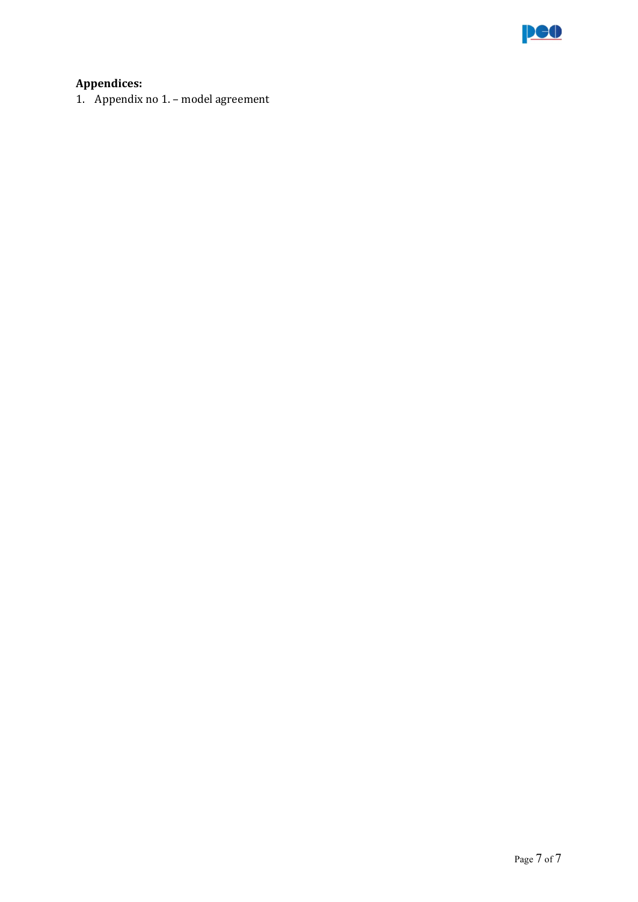**Appendices:**

1. Appendix no 1. – model agreement